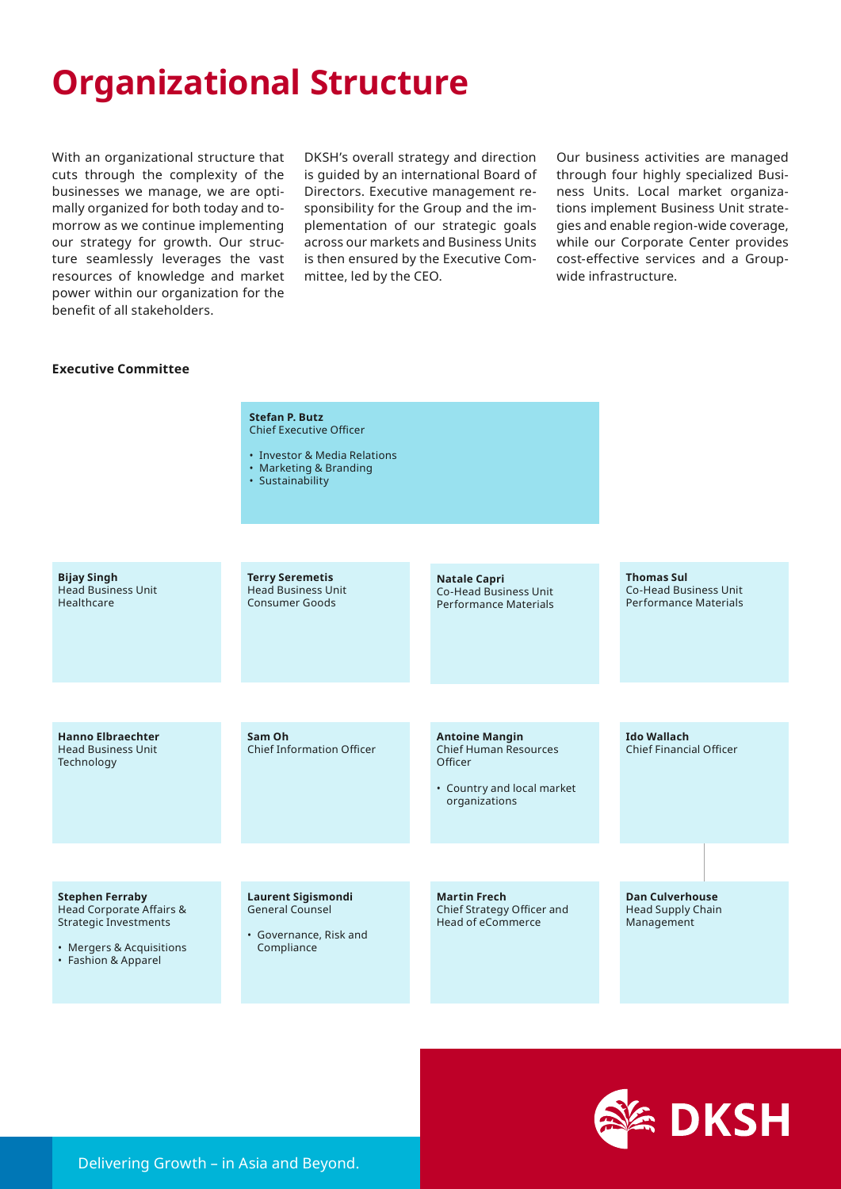# Organizational Structure

With an organizational structure that cuts through the complexity of the businesses we manage, we are optimally organized for both today and tomorrow as we continue implementing our strategy for growth. Our structure seamlessly leverages the vast resources of knowledge and market power within our organization for the benefit of all stakeholders.

DKSH's overall strategy and direction is guided by an international Board of Directors. Executive management responsibility for the Group and the implementation of our strategic goals across our markets and Business Units is then ensured by the Executive Committee, led by the CEO.

Our business activities are managed through four highly specialized Business Units. Local market organizations implement Business Unit strategies and enable region-wide coverage, while our Corporate Center provides cost-effective services and a Group-wide infrastructure.

**Executive Committee**

**Stefan P. Butz**
Chief Executive Officer

- Investor & Media Relations
- Marketing & Branding
- Sustainability

**Bijay Singh**
Head Business Unit Healthcare

**Terry Seremetis**
Head Business Unit Consumer Goods

**Natale Capri**
Co-Head Business Unit Performance Materials

**Thomas Sul**
Co-Head Business Unit Performance Materials

**Hanno Elbraechter**
Head Business Unit Technology

**Sam Oh**
Chief Information Officer

**Antoine Mangin**
Chief Human Resources Officer

- Country and local market organizations

**Ido Wallach**
Chief Financial Officer

**Stephen Ferraby**
Head Corporate Affairs & Strategic Investments

- Mergers & Acquisitions
- Fashion & Apparel

**Laurent Sigismondi**
General Counsel

- Governance, Risk and Compliance

**Martin Frech**
Chief Strategy Officer and Head of eCommerce

**Dan Culverhouse**
Head Supply Chain Management

DKSH

Delivering Growth – in Asia and Beyond.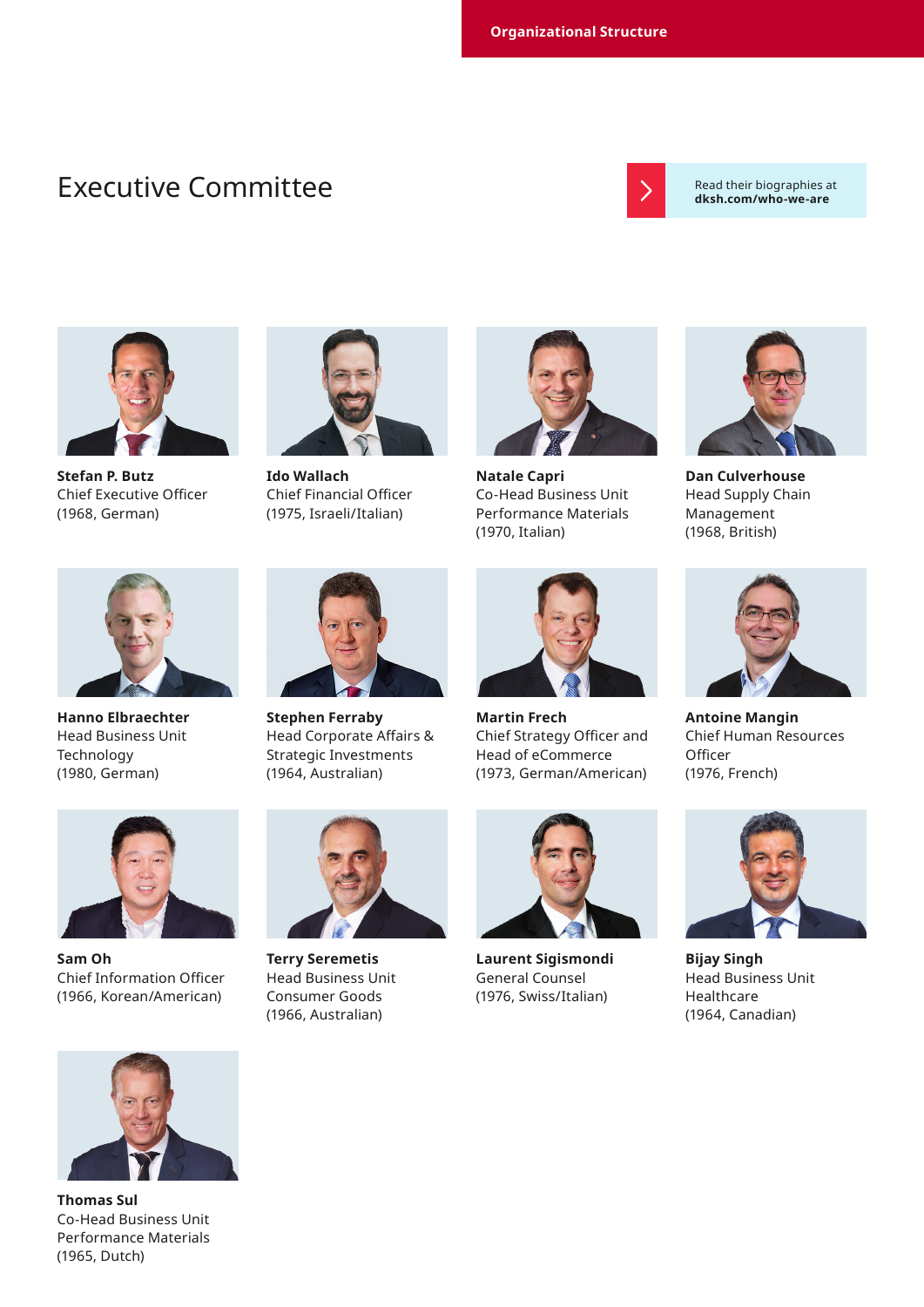# Executive Committee

Read their biographies at **dksh.com/who-we-are**

**Stefan P. Butz**
Chief Executive Officer
(1968, German)

**Ido Wallach**
Chief Financial Officer
(1975, Israeli/Italian)

**Natale Capri**
Co-Head Business Unit Performance Materials
(1970, Italian)

**Dan Culverhouse**
Head Supply Chain Management
(1968, British)

**Hanno Elbraechter**
Head Business Unit Technology
(1980, German)

**Stephen Ferraby**
Head Corporate Affairs & Strategic Investments
(1964, Australian)

**Martin Frech**
Chief Strategy Officer and Head of eCommerce
(1973, German/American)

**Antoine Mangin**
Chief Human Resources Officer
(1976, French)

**Sam Oh**
Chief Information Officer
(1966, Korean/American)

**Terry Seremetis**
Head Business Unit Consumer Goods
(1966, Australian)

**Laurent Sigismondi**
General Counsel
(1976, Swiss/Italian)

**Bijay Singh**
Head Business Unit Healthcare
(1964, Canadian)

**Thomas Sul**
Co-Head Business Unit Performance Materials
(1965, Dutch)